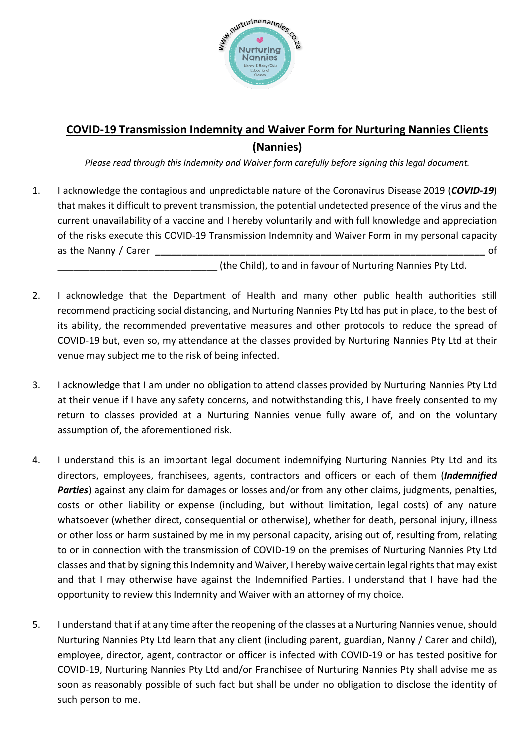## COVID-19 Transmission Indemnity and Waiver Form for Nurturing Nannies Clients (Nannies)

*Please read through this Indemnity and Waiver form carefully before signing this legal document.*

1. I acknowledge the contagious and unpredictable nature of the Coronavirus Disease 2019 (***COVID-19***) that makes it difficult to prevent transmission, the potential undetected presence of the virus and the current unavailability of a vaccine and I hereby voluntarily and with full knowledge and appreciation of the risks execute this COVID-19 Transmission Indemnity and Waiver Form in my personal capacity as the Nanny / Carer ______________________________________________ of ______________________________ (the Child), to and in favour of Nurturing Nannies Pty Ltd.

2. I acknowledge that the Department of Health and many other public health authorities still recommend practicing social distancing, and Nurturing Nannies Pty Ltd has put in place, to the best of its ability, the recommended preventative measures and other protocols to reduce the spread of COVID-19 but, even so, my attendance at the classes provided by Nurturing Nannies Pty Ltd at their venue may subject me to the risk of being infected.

3. I acknowledge that I am under no obligation to attend classes provided by Nurturing Nannies Pty Ltd at their venue if I have any safety concerns, and notwithstanding this, I have freely consented to my return to classes provided at a Nurturing Nannies venue fully aware of, and on the voluntary assumption of, the aforementioned risk.

4. I understand this is an important legal document indemnifying Nurturing Nannies Pty Ltd and its directors, employees, franchisees, agents, contractors and officers or each of them (***Indemnified Parties***) against any claim for damages or losses and/or from any other claims, judgments, penalties, costs or other liability or expense (including, but without limitation, legal costs) of any nature whatsoever (whether direct, consequential or otherwise), whether for death, personal injury, illness or other loss or harm sustained by me in my personal capacity, arising out of, resulting from, relating to or in connection with the transmission of COVID-19 on the premises of Nurturing Nannies Pty Ltd classes and that by signing this Indemnity and Waiver, I hereby waive certain legal rights that may exist and that I may otherwise have against the Indemnified Parties. I understand that I have had the opportunity to review this Indemnity and Waiver with an attorney of my choice.

5. I understand that if at any time after the reopening of the classes at a Nurturing Nannies venue, should Nurturing Nannies Pty Ltd learn that any client (including parent, guardian, Nanny / Carer and child), employee, director, agent, contractor or officer is infected with COVID-19 or has tested positive for COVID-19, Nurturing Nannies Pty Ltd and/or Franchisee of Nurturing Nannies Pty shall advise me as soon as reasonably possible of such fact but shall be under no obligation to disclose the identity of such person to me.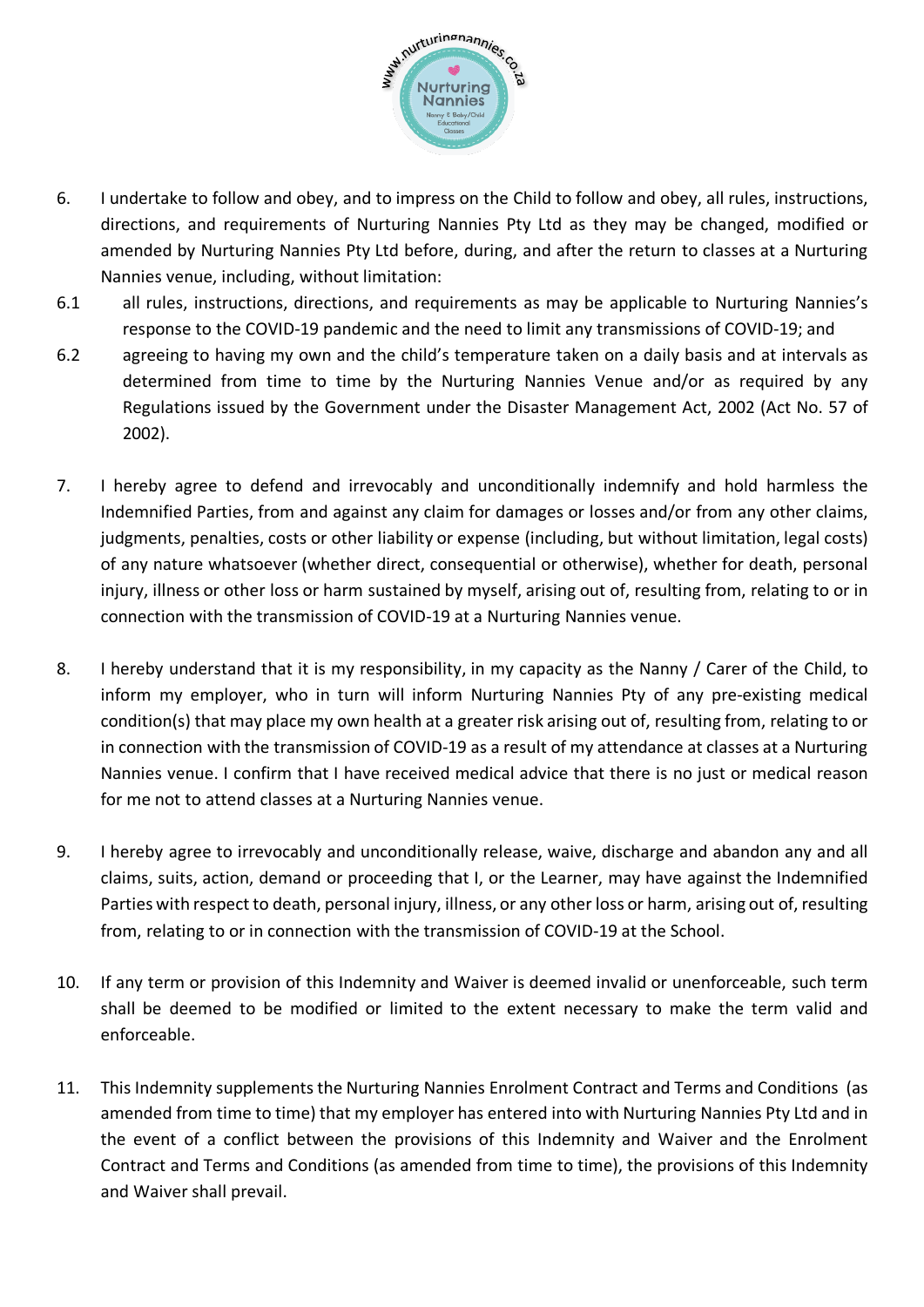6. I undertake to follow and obey, and to impress on the Child to follow and obey, all rules, instructions, directions, and requirements of Nurturing Nannies Pty Ltd as they may be changed, modified or amended by Nurturing Nannies Pty Ltd before, during, and after the return to classes at a Nurturing Nannies venue, including, without limitation:

6.1 all rules, instructions, directions, and requirements as may be applicable to Nurturing Nannies's response to the COVID-19 pandemic and the need to limit any transmissions of COVID-19; and

6.2 agreeing to having my own and the child's temperature taken on a daily basis and at intervals as determined from time to time by the Nurturing Nannies Venue and/or as required by any Regulations issued by the Government under the Disaster Management Act, 2002 (Act No. 57 of 2002).

7. I hereby agree to defend and irrevocably and unconditionally indemnify and hold harmless the Indemnified Parties, from and against any claim for damages or losses and/or from any other claims, judgments, penalties, costs or other liability or expense (including, but without limitation, legal costs) of any nature whatsoever (whether direct, consequential or otherwise), whether for death, personal injury, illness or other loss or harm sustained by myself, arising out of, resulting from, relating to or in connection with the transmission of COVID-19 at a Nurturing Nannies venue.

8. I hereby understand that it is my responsibility, in my capacity as the Nanny / Carer of the Child, to inform my employer, who in turn will inform Nurturing Nannies Pty of any pre-existing medical condition(s) that may place my own health at a greater risk arising out of, resulting from, relating to or in connection with the transmission of COVID-19 as a result of my attendance at classes at a Nurturing Nannies venue. I confirm that I have received medical advice that there is no just or medical reason for me not to attend classes at a Nurturing Nannies venue.

9. I hereby agree to irrevocably and unconditionally release, waive, discharge and abandon any and all claims, suits, action, demand or proceeding that I, or the Learner, may have against the Indemnified Parties with respect to death, personal injury, illness, or any other loss or harm, arising out of, resulting from, relating to or in connection with the transmission of COVID-19 at the School.

10. If any term or provision of this Indemnity and Waiver is deemed invalid or unenforceable, such term shall be deemed to be modified or limited to the extent necessary to make the term valid and enforceable.

11. This Indemnity supplements the Nurturing Nannies Enrolment Contract and Terms and Conditions (as amended from time to time) that my employer has entered into with Nurturing Nannies Pty Ltd and in the event of a conflict between the provisions of this Indemnity and Waiver and the Enrolment Contract and Terms and Conditions (as amended from time to time), the provisions of this Indemnity and Waiver shall prevail.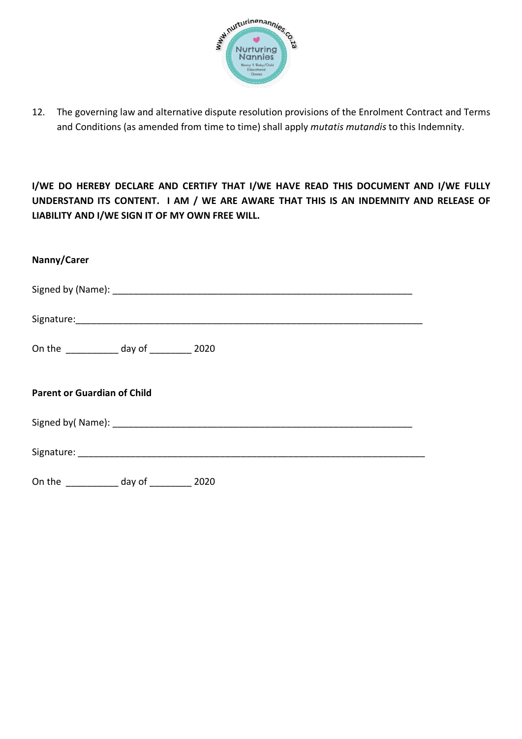12. The governing law and alternative dispute resolution provisions of the Enrolment Contract and Terms and Conditions (as amended from time to time) shall apply *mutatis mutandis* to this Indemnity.

**I/WE DO HEREBY DECLARE AND CERTIFY THAT I/WE HAVE READ THIS DOCUMENT AND I/WE FULLY UNDERSTAND ITS CONTENT. I AM / WE ARE AWARE THAT THIS IS AN INDEMNITY AND RELEASE OF LIABILITY AND I/WE SIGN IT OF MY OWN FREE WILL.**

**Nanny/Carer**

Signed by (Name): ____________________________________________________________

Signature:______________________________________________________________________

On the __________ day of ________ 2020

**Parent or Guardian of Child**

Signed by( Name): ____________________________________________________________

Signature: ______________________________________________________________________

On the __________ day of ________ 2020